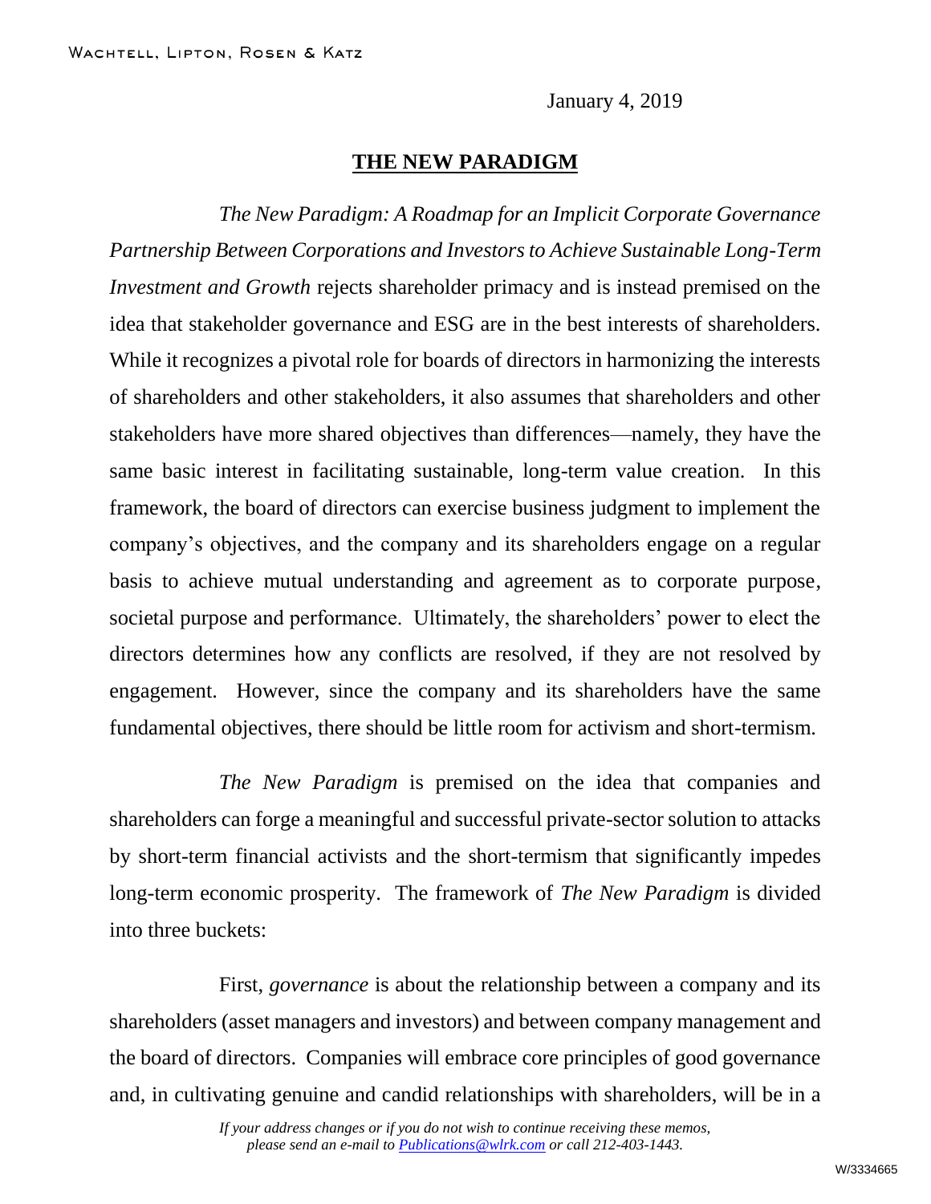Wachtell, Lipton, Rosen & Katz

January 4, 2019

# THE NEW PARADIGM

*The New Paradigm: A Roadmap for an Implicit Corporate Governance Partnership Between Corporations and Investors to Achieve Sustainable Long-Term Investment and Growth* rejects shareholder primacy and is instead premised on the idea that stakeholder governance and ESG are in the best interests of shareholders. While it recognizes a pivotal role for boards of directors in harmonizing the interests of shareholders and other stakeholders, it also assumes that shareholders and other stakeholders have more shared objectives than differences—namely, they have the same basic interest in facilitating sustainable, long-term value creation. In this framework, the board of directors can exercise business judgment to implement the company's objectives, and the company and its shareholders engage on a regular basis to achieve mutual understanding and agreement as to corporate purpose, societal purpose and performance. Ultimately, the shareholders' power to elect the directors determines how any conflicts are resolved, if they are not resolved by engagement. However, since the company and its shareholders have the same fundamental objectives, there should be little room for activism and short-termism.

*The New Paradigm* is premised on the idea that companies and shareholders can forge a meaningful and successful private-sector solution to attacks by short-term financial activists and the short-termism that significantly impedes long-term economic prosperity. The framework of *The New Paradigm* is divided into three buckets:

First, *governance* is about the relationship between a company and its shareholders (asset managers and investors) and between company management and the board of directors. Companies will embrace core principles of good governance and, in cultivating genuine and candid relationships with shareholders, will be in a

*If your address changes or if you do not wish to continue receiving these memos, please send an e-mail to Publications@wlrk.com or call 212-403-1443.*

W/3334665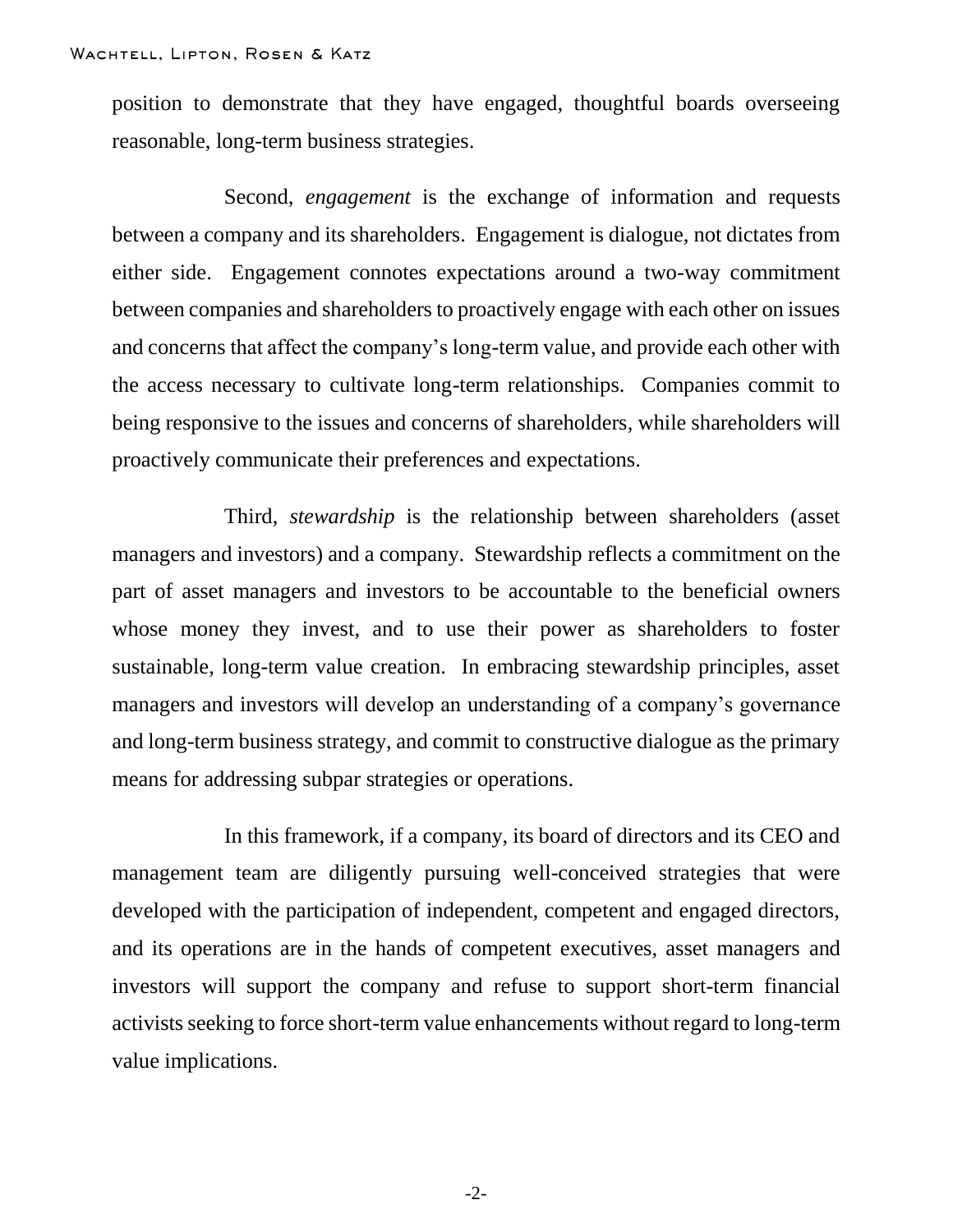position to demonstrate that they have engaged, thoughtful boards overseeing reasonable, long-term business strategies.

Second, *engagement* is the exchange of information and requests between a company and its shareholders. Engagement is dialogue, not dictates from either side. Engagement connotes expectations around a two-way commitment between companies and shareholders to proactively engage with each other on issues and concerns that affect the company's long-term value, and provide each other with the access necessary to cultivate long-term relationships. Companies commit to being responsive to the issues and concerns of shareholders, while shareholders will proactively communicate their preferences and expectations.

Third, *stewardship* is the relationship between shareholders (asset managers and investors) and a company. Stewardship reflects a commitment on the part of asset managers and investors to be accountable to the beneficial owners whose money they invest, and to use their power as shareholders to foster sustainable, long-term value creation. In embracing stewardship principles, asset managers and investors will develop an understanding of a company's governance and long-term business strategy, and commit to constructive dialogue as the primary means for addressing subpar strategies or operations.

In this framework, if a company, its board of directors and its CEO and management team are diligently pursuing well-conceived strategies that were developed with the participation of independent, competent and engaged directors, and its operations are in the hands of competent executives, asset managers and investors will support the company and refuse to support short-term financial activists seeking to force short-term value enhancements without regard to long-term value implications.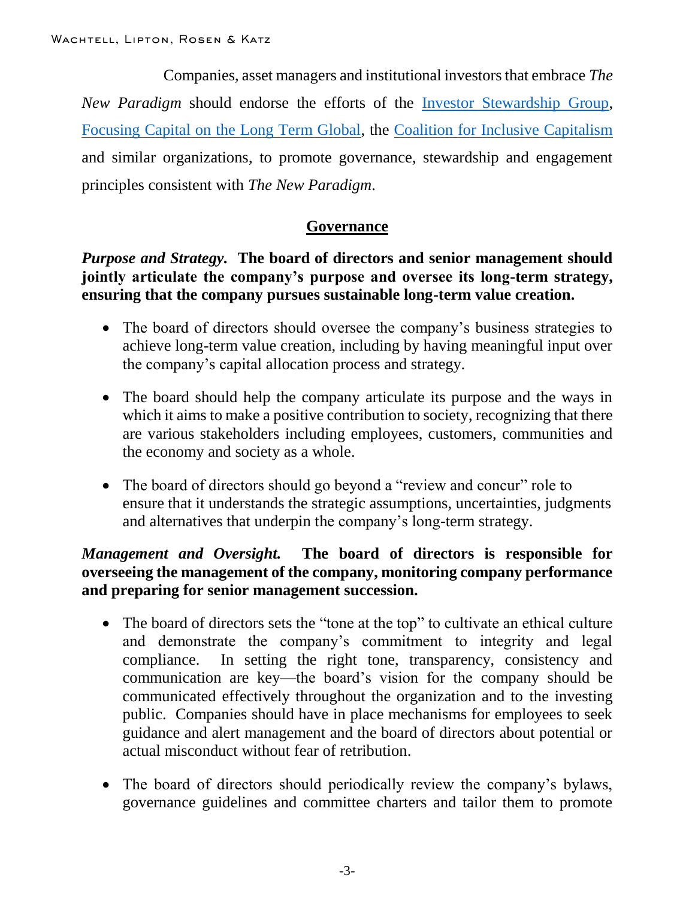Companies, asset managers and institutional investors that embrace *The New Paradigm* should endorse the efforts of the [Investor Stewardship Group](), [Focusing Capital on the Long Term Global](), the [Coalition for Inclusive Capitalism]() and similar organizations, to promote governance, stewardship and engagement principles consistent with *The New Paradigm*.

## Governance

***Purpose and Strategy.*** **The board of directors and senior management should jointly articulate the company's purpose and oversee its long-term strategy, ensuring that the company pursues sustainable long-term value creation.**

- The board of directors should oversee the company's business strategies to achieve long-term value creation, including by having meaningful input over the company's capital allocation process and strategy.
- The board should help the company articulate its purpose and the ways in which it aims to make a positive contribution to society, recognizing that there are various stakeholders including employees, customers, communities and the economy and society as a whole.
- The board of directors should go beyond a "review and concur" role to ensure that it understands the strategic assumptions, uncertainties, judgments and alternatives that underpin the company's long-term strategy.

***Management and Oversight.*** **The board of directors is responsible for overseeing the management of the company, monitoring company performance and preparing for senior management succession.**

- The board of directors sets the "tone at the top" to cultivate an ethical culture and demonstrate the company's commitment to integrity and legal compliance. In setting the right tone, transparency, consistency and communication are key—the board's vision for the company should be communicated effectively throughout the organization and to the investing public. Companies should have in place mechanisms for employees to seek guidance and alert management and the board of directors about potential or actual misconduct without fear of retribution.
- The board of directors should periodically review the company's bylaws, governance guidelines and committee charters and tailor them to promote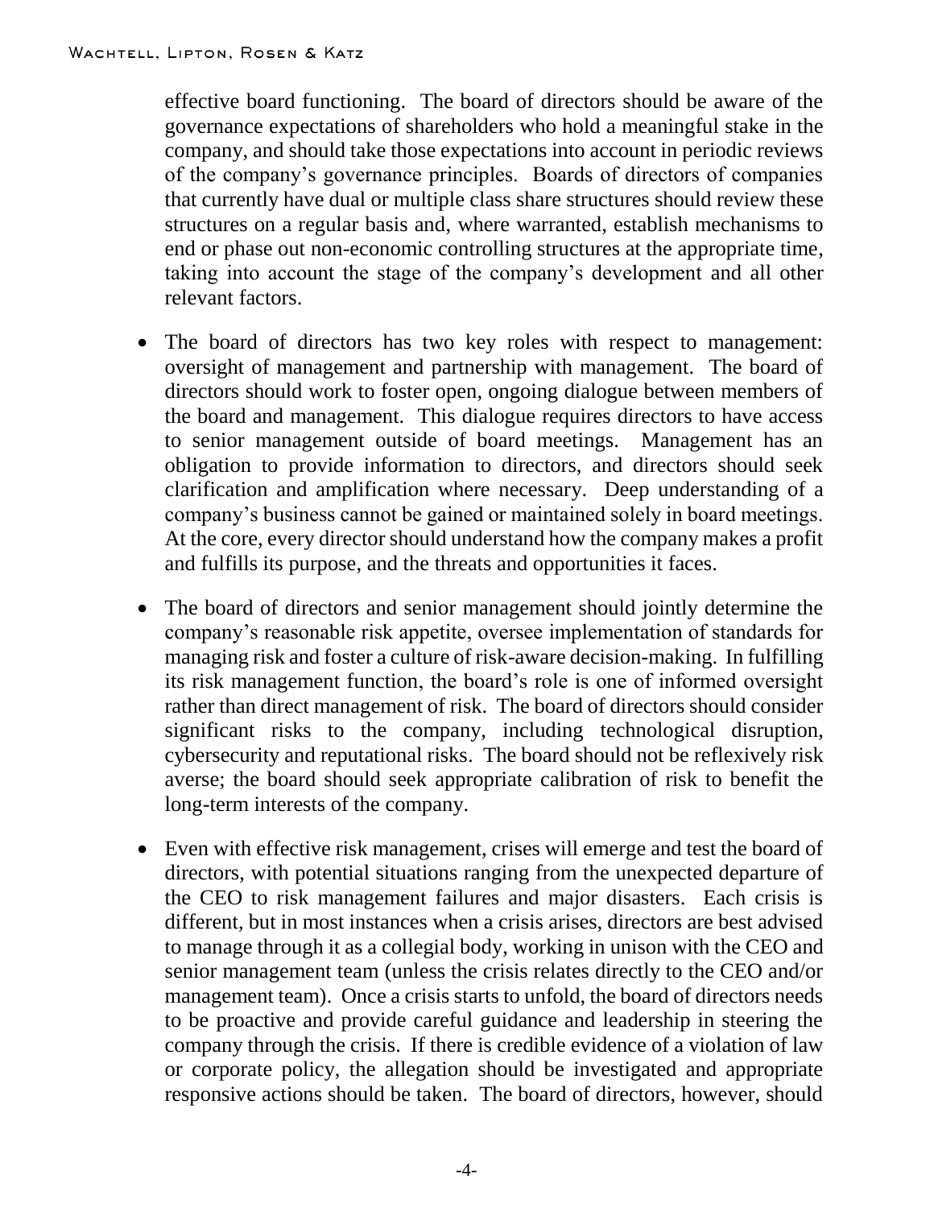effective board functioning. The board of directors should be aware of the governance expectations of shareholders who hold a meaningful stake in the company, and should take those expectations into account in periodic reviews of the company's governance principles. Boards of directors of companies that currently have dual or multiple class share structures should review these structures on a regular basis and, where warranted, establish mechanisms to end or phase out non-economic controlling structures at the appropriate time, taking into account the stage of the company's development and all other relevant factors.

- The board of directors has two key roles with respect to management: oversight of management and partnership with management. The board of directors should work to foster open, ongoing dialogue between members of the board and management. This dialogue requires directors to have access to senior management outside of board meetings. Management has an obligation to provide information to directors, and directors should seek clarification and amplification where necessary. Deep understanding of a company's business cannot be gained or maintained solely in board meetings. At the core, every director should understand how the company makes a profit and fulfills its purpose, and the threats and opportunities it faces.

- The board of directors and senior management should jointly determine the company's reasonable risk appetite, oversee implementation of standards for managing risk and foster a culture of risk-aware decision-making. In fulfilling its risk management function, the board's role is one of informed oversight rather than direct management of risk. The board of directors should consider significant risks to the company, including technological disruption, cybersecurity and reputational risks. The board should not be reflexively risk averse; the board should seek appropriate calibration of risk to benefit the long-term interests of the company.

- Even with effective risk management, crises will emerge and test the board of directors, with potential situations ranging from the unexpected departure of the CEO to risk management failures and major disasters. Each crisis is different, but in most instances when a crisis arises, directors are best advised to manage through it as a collegial body, working in unison with the CEO and senior management team (unless the crisis relates directly to the CEO and/or management team). Once a crisis starts to unfold, the board of directors needs to be proactive and provide careful guidance and leadership in steering the company through the crisis. If there is credible evidence of a violation of law or corporate policy, the allegation should be investigated and appropriate responsive actions should be taken. The board of directors, however, should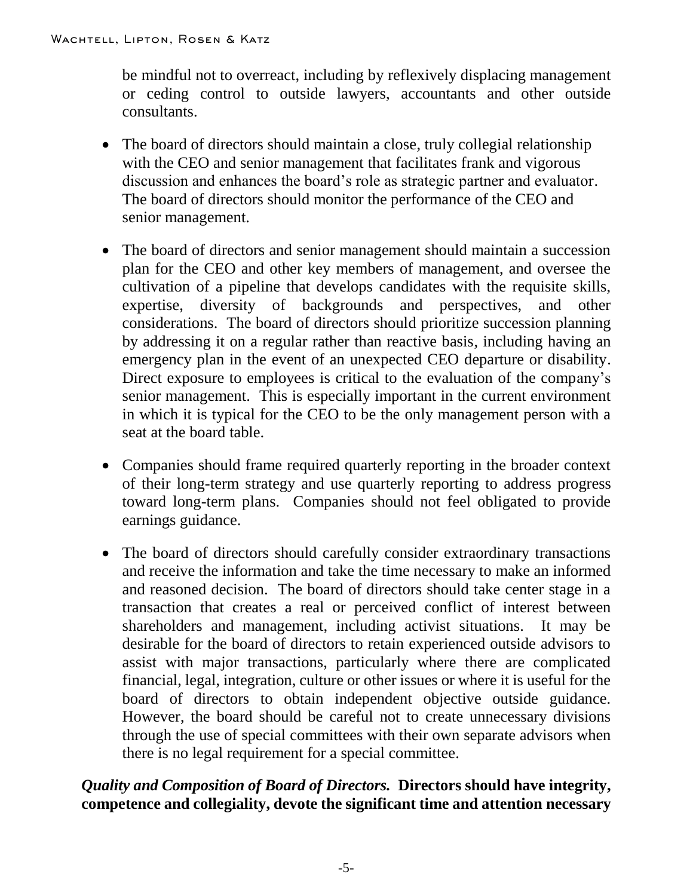be mindful not to overreact, including by reflexively displacing management or ceding control to outside lawyers, accountants and other outside consultants.

- The board of directors should maintain a close, truly collegial relationship with the CEO and senior management that facilitates frank and vigorous discussion and enhances the board's role as strategic partner and evaluator. The board of directors should monitor the performance of the CEO and senior management.
- The board of directors and senior management should maintain a succession plan for the CEO and other key members of management, and oversee the cultivation of a pipeline that develops candidates with the requisite skills, expertise, diversity of backgrounds and perspectives, and other considerations. The board of directors should prioritize succession planning by addressing it on a regular rather than reactive basis, including having an emergency plan in the event of an unexpected CEO departure or disability. Direct exposure to employees is critical to the evaluation of the company's senior management. This is especially important in the current environment in which it is typical for the CEO to be the only management person with a seat at the board table.
- Companies should frame required quarterly reporting in the broader context of their long-term strategy and use quarterly reporting to address progress toward long-term plans. Companies should not feel obligated to provide earnings guidance.
- The board of directors should carefully consider extraordinary transactions and receive the information and take the time necessary to make an informed and reasoned decision. The board of directors should take center stage in a transaction that creates a real or perceived conflict of interest between shareholders and management, including activist situations. It may be desirable for the board of directors to retain experienced outside advisors to assist with major transactions, particularly where there are complicated financial, legal, integration, culture or other issues or where it is useful for the board of directors to obtain independent objective outside guidance. However, the board should be careful not to create unnecessary divisions through the use of special committees with their own separate advisors when there is no legal requirement for a special committee.

***Quality and Composition of Board of Directors.*** **Directors should have integrity, competence and collegiality, devote the significant time and attention necessary**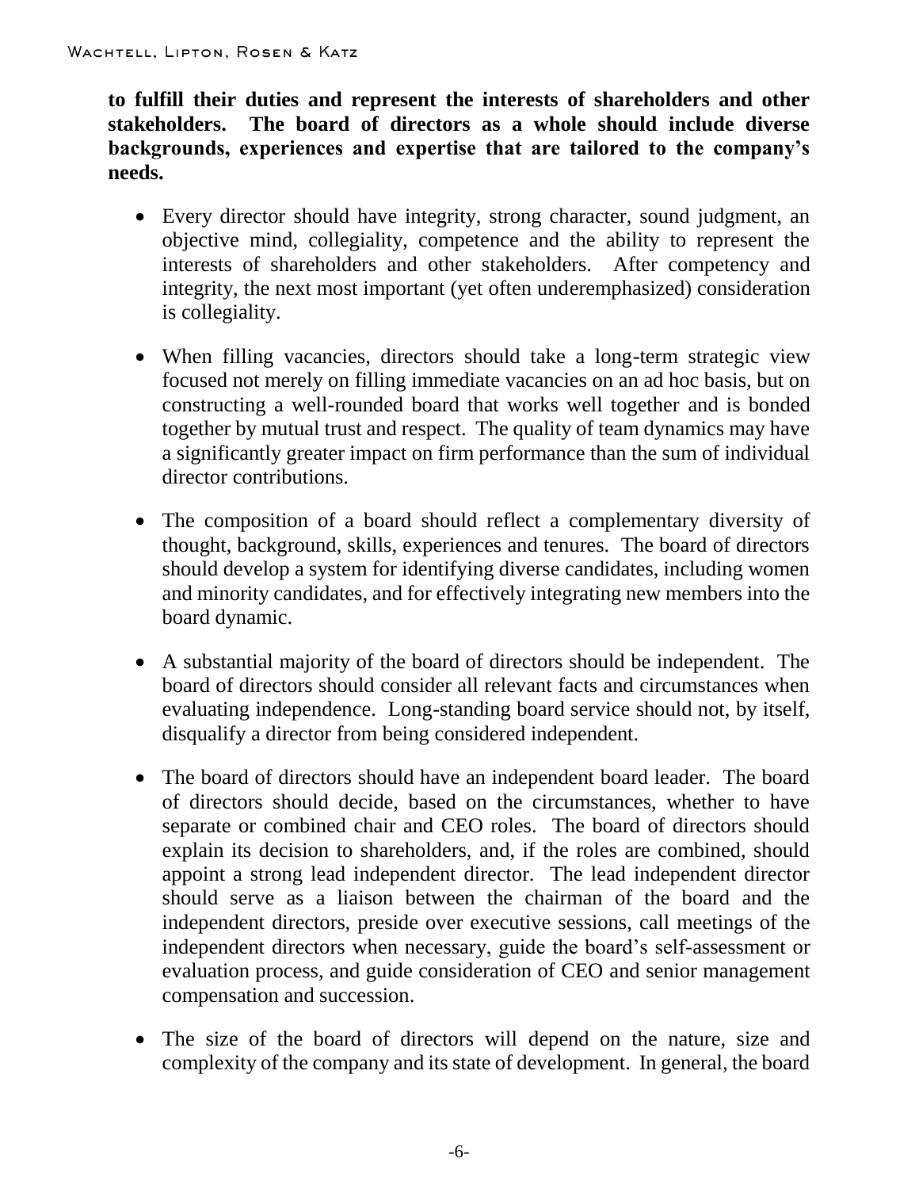**to fulfill their duties and represent the interests of shareholders and other stakeholders. The board of directors as a whole should include diverse backgrounds, experiences and expertise that are tailored to the company's needs.**

- Every director should have integrity, strong character, sound judgment, an objective mind, collegiality, competence and the ability to represent the interests of shareholders and other stakeholders. After competency and integrity, the next most important (yet often underemphasized) consideration is collegiality.

- When filling vacancies, directors should take a long-term strategic view focused not merely on filling immediate vacancies on an ad hoc basis, but on constructing a well-rounded board that works well together and is bonded together by mutual trust and respect. The quality of team dynamics may have a significantly greater impact on firm performance than the sum of individual director contributions.

- The composition of a board should reflect a complementary diversity of thought, background, skills, experiences and tenures. The board of directors should develop a system for identifying diverse candidates, including women and minority candidates, and for effectively integrating new members into the board dynamic.

- A substantial majority of the board of directors should be independent. The board of directors should consider all relevant facts and circumstances when evaluating independence. Long-standing board service should not, by itself, disqualify a director from being considered independent.

- The board of directors should have an independent board leader. The board of directors should decide, based on the circumstances, whether to have separate or combined chair and CEO roles. The board of directors should explain its decision to shareholders, and, if the roles are combined, should appoint a strong lead independent director. The lead independent director should serve as a liaison between the chairman of the board and the independent directors, preside over executive sessions, call meetings of the independent directors when necessary, guide the board's self-assessment or evaluation process, and guide consideration of CEO and senior management compensation and succession.

- The size of the board of directors will depend on the nature, size and complexity of the company and its state of development. In general, the board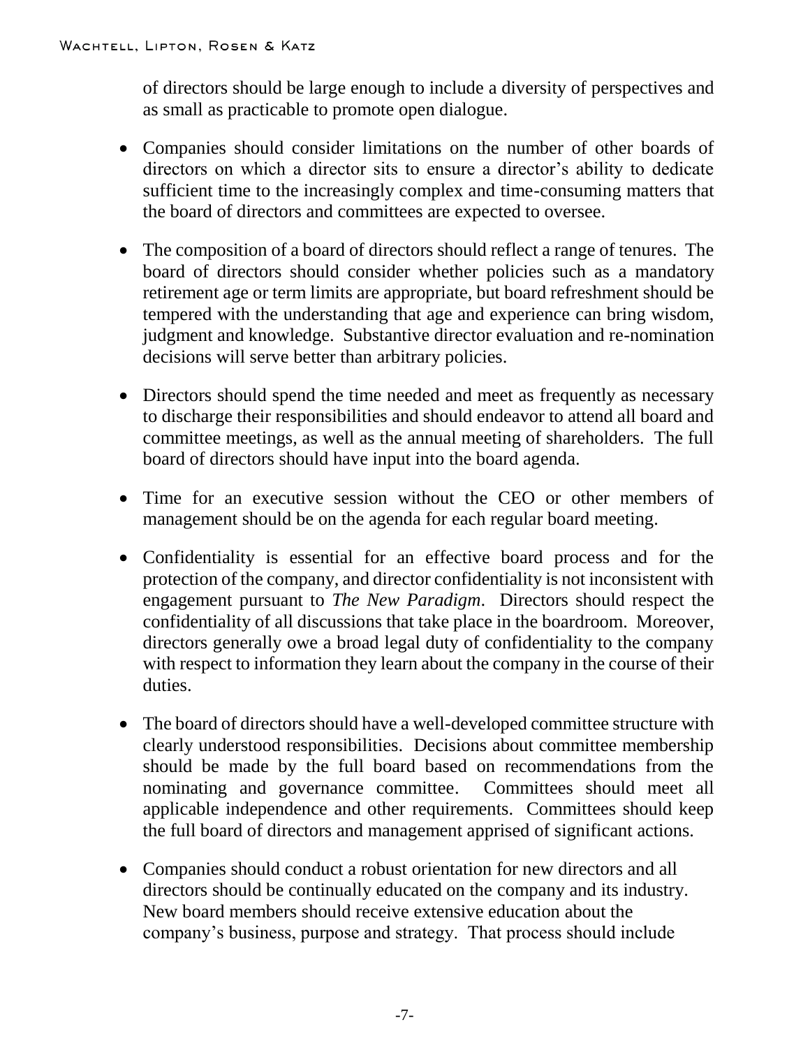of directors should be large enough to include a diversity of perspectives and as small as practicable to promote open dialogue.

- Companies should consider limitations on the number of other boards of directors on which a director sits to ensure a director's ability to dedicate sufficient time to the increasingly complex and time-consuming matters that the board of directors and committees are expected to oversee.

- The composition of a board of directors should reflect a range of tenures. The board of directors should consider whether policies such as a mandatory retirement age or term limits are appropriate, but board refreshment should be tempered with the understanding that age and experience can bring wisdom, judgment and knowledge. Substantive director evaluation and re-nomination decisions will serve better than arbitrary policies.

- Directors should spend the time needed and meet as frequently as necessary to discharge their responsibilities and should endeavor to attend all board and committee meetings, as well as the annual meeting of shareholders. The full board of directors should have input into the board agenda.

- Time for an executive session without the CEO or other members of management should be on the agenda for each regular board meeting.

- Confidentiality is essential for an effective board process and for the protection of the company, and director confidentiality is not inconsistent with engagement pursuant to *The New Paradigm*. Directors should respect the confidentiality of all discussions that take place in the boardroom. Moreover, directors generally owe a broad legal duty of confidentiality to the company with respect to information they learn about the company in the course of their duties.

- The board of directors should have a well-developed committee structure with clearly understood responsibilities. Decisions about committee membership should be made by the full board based on recommendations from the nominating and governance committee. Committees should meet all applicable independence and other requirements. Committees should keep the full board of directors and management apprised of significant actions.

- Companies should conduct a robust orientation for new directors and all directors should be continually educated on the company and its industry. New board members should receive extensive education about the company's business, purpose and strategy. That process should include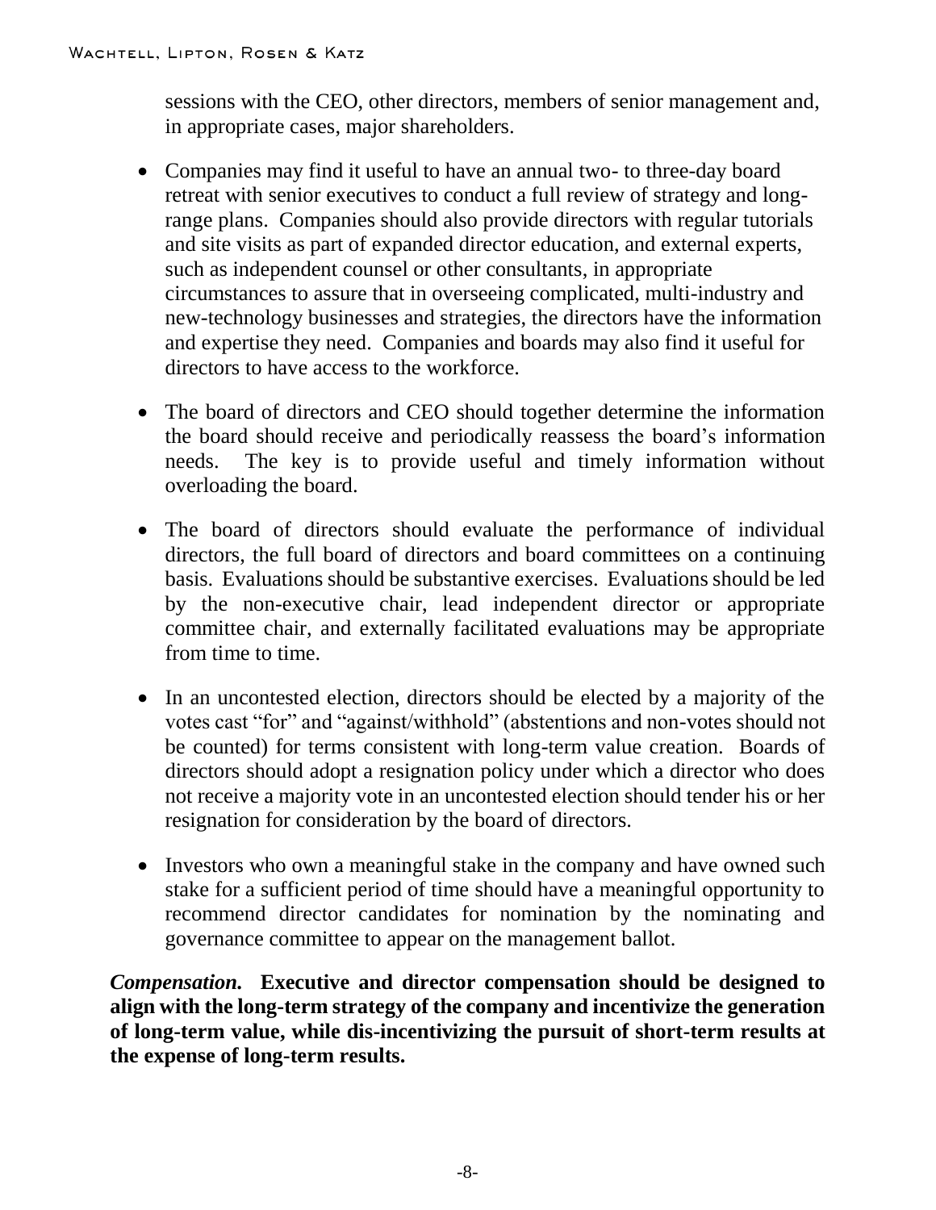sessions with the CEO, other directors, members of senior management and, in appropriate cases, major shareholders.

- Companies may find it useful to have an annual two- to three-day board retreat with senior executives to conduct a full review of strategy and long-range plans. Companies should also provide directors with regular tutorials and site visits as part of expanded director education, and external experts, such as independent counsel or other consultants, in appropriate circumstances to assure that in overseeing complicated, multi-industry and new-technology businesses and strategies, the directors have the information and expertise they need. Companies and boards may also find it useful for directors to have access to the workforce.

- The board of directors and CEO should together determine the information the board should receive and periodically reassess the board's information needs. The key is to provide useful and timely information without overloading the board.

- The board of directors should evaluate the performance of individual directors, the full board of directors and board committees on a continuing basis. Evaluations should be substantive exercises. Evaluations should be led by the non-executive chair, lead independent director or appropriate committee chair, and externally facilitated evaluations may be appropriate from time to time.

- In an uncontested election, directors should be elected by a majority of the votes cast "for" and "against/withhold" (abstentions and non-votes should not be counted) for terms consistent with long-term value creation. Boards of directors should adopt a resignation policy under which a director who does not receive a majority vote in an uncontested election should tender his or her resignation for consideration by the board of directors.

- Investors who own a meaningful stake in the company and have owned such stake for a sufficient period of time should have a meaningful opportunity to recommend director candidates for nomination by the nominating and governance committee to appear on the management ballot.

***Compensation.*** **Executive and director compensation should be designed to align with the long-term strategy of the company and incentivize the generation of long-term value, while dis-incentivizing the pursuit of short-term results at the expense of long-term results.**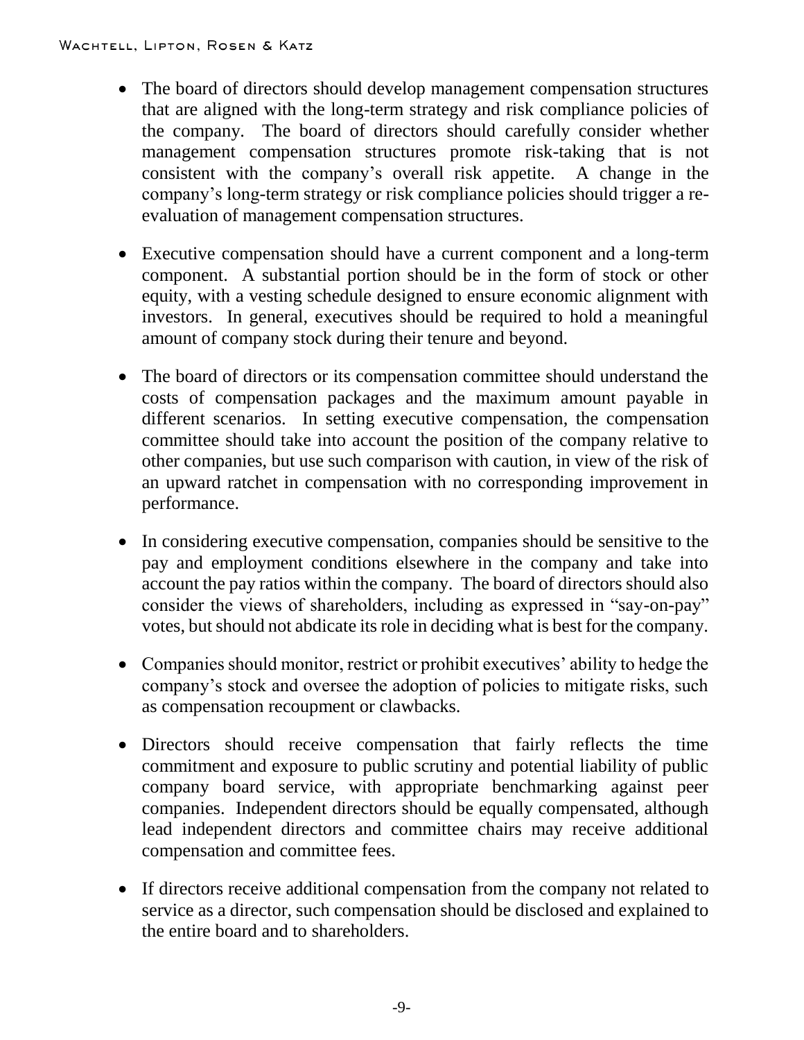- The board of directors should develop management compensation structures that are aligned with the long-term strategy and risk compliance policies of the company. The board of directors should carefully consider whether management compensation structures promote risk-taking that is not consistent with the company's overall risk appetite. A change in the company's long-term strategy or risk compliance policies should trigger a re-evaluation of management compensation structures.

- Executive compensation should have a current component and a long-term component. A substantial portion should be in the form of stock or other equity, with a vesting schedule designed to ensure economic alignment with investors. In general, executives should be required to hold a meaningful amount of company stock during their tenure and beyond.

- The board of directors or its compensation committee should understand the costs of compensation packages and the maximum amount payable in different scenarios. In setting executive compensation, the compensation committee should take into account the position of the company relative to other companies, but use such comparison with caution, in view of the risk of an upward ratchet in compensation with no corresponding improvement in performance.

- In considering executive compensation, companies should be sensitive to the pay and employment conditions elsewhere in the company and take into account the pay ratios within the company. The board of directors should also consider the views of shareholders, including as expressed in "say-on-pay" votes, but should not abdicate its role in deciding what is best for the company.

- Companies should monitor, restrict or prohibit executives' ability to hedge the company's stock and oversee the adoption of policies to mitigate risks, such as compensation recoupment or clawbacks.

- Directors should receive compensation that fairly reflects the time commitment and exposure to public scrutiny and potential liability of public company board service, with appropriate benchmarking against peer companies. Independent directors should be equally compensated, although lead independent directors and committee chairs may receive additional compensation and committee fees.

- If directors receive additional compensation from the company not related to service as a director, such compensation should be disclosed and explained to the entire board and to shareholders.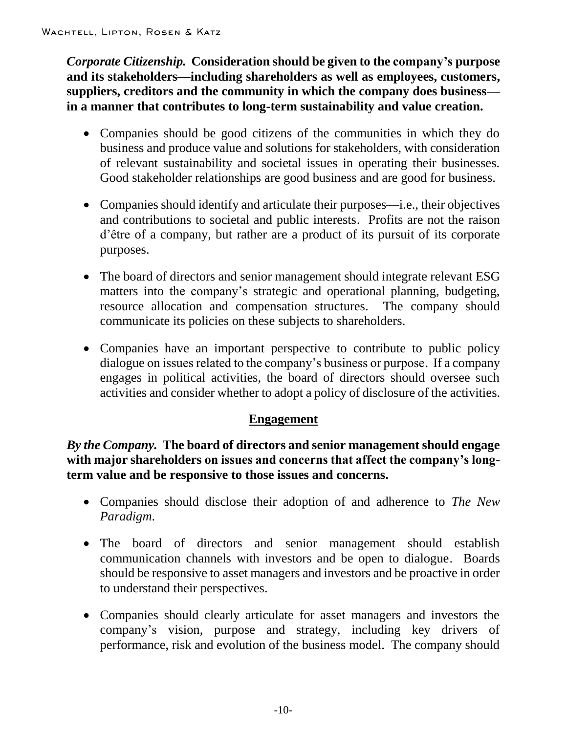***Corporate Citizenship.*** **Consideration should be given to the company's purpose and its stakeholders—including shareholders as well as employees, customers, suppliers, creditors and the community in which the company does business—in a manner that contributes to long-term sustainability and value creation.**

- Companies should be good citizens of the communities in which they do business and produce value and solutions for stakeholders, with consideration of relevant sustainability and societal issues in operating their businesses. Good stakeholder relationships are good business and are good for business.

- Companies should identify and articulate their purposes—i.e., their objectives and contributions to societal and public interests. Profits are not the raison d'être of a company, but rather are a product of its pursuit of its corporate purposes.

- The board of directors and senior management should integrate relevant ESG matters into the company's strategic and operational planning, budgeting, resource allocation and compensation structures. The company should communicate its policies on these subjects to shareholders.

- Companies have an important perspective to contribute to public policy dialogue on issues related to the company's business or purpose. If a company engages in political activities, the board of directors should oversee such activities and consider whether to adopt a policy of disclosure of the activities.

## Engagement

***By the Company.*** **The board of directors and senior management should engage with major shareholders on issues and concerns that affect the company's long-term value and be responsive to those issues and concerns.**

- Companies should disclose their adoption of and adherence to *The New Paradigm.*

- The board of directors and senior management should establish communication channels with investors and be open to dialogue. Boards should be responsive to asset managers and investors and be proactive in order to understand their perspectives.

- Companies should clearly articulate for asset managers and investors the company's vision, purpose and strategy, including key drivers of performance, risk and evolution of the business model. The company should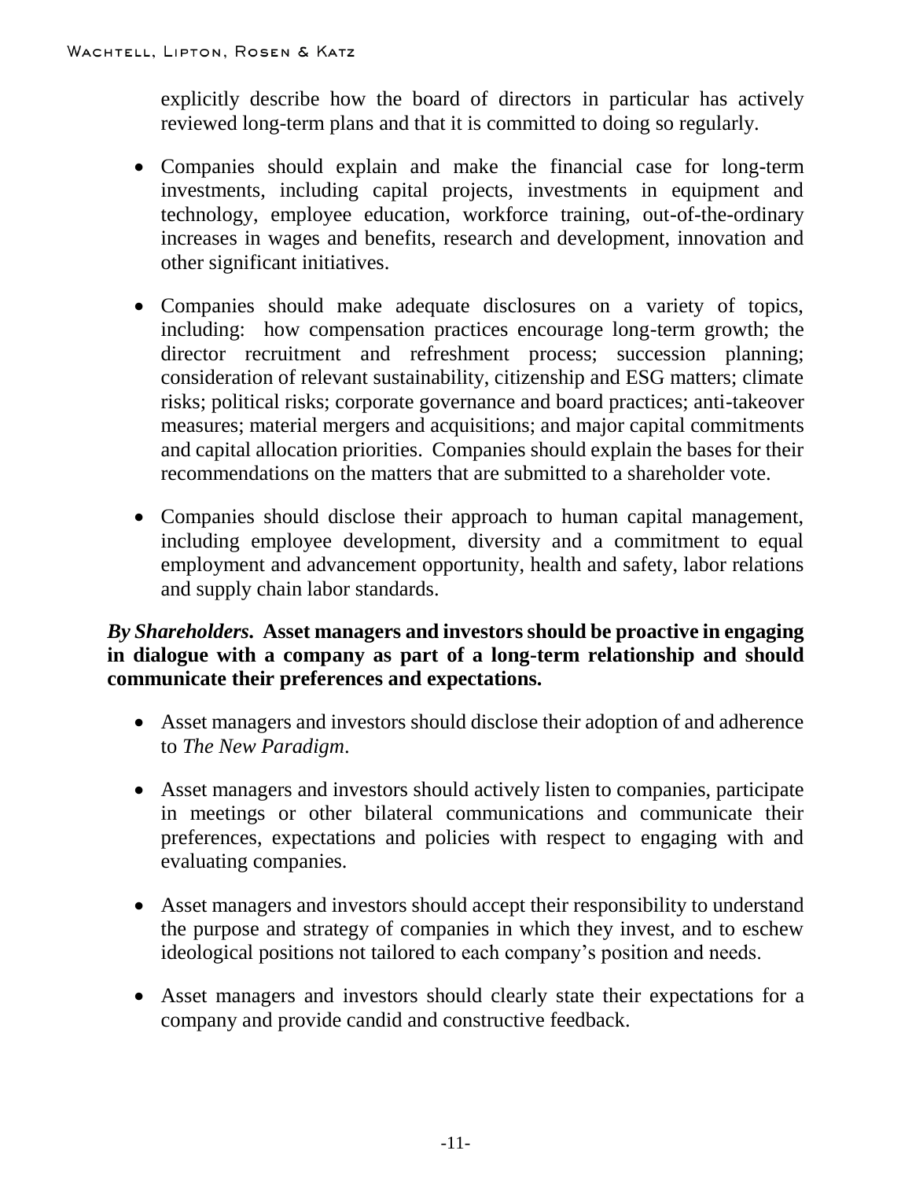explicitly describe how the board of directors in particular has actively reviewed long-term plans and that it is committed to doing so regularly.

- Companies should explain and make the financial case for long-term investments, including capital projects, investments in equipment and technology, employee education, workforce training, out-of-the-ordinary increases in wages and benefits, research and development, innovation and other significant initiatives.

- Companies should make adequate disclosures on a variety of topics, including: how compensation practices encourage long-term growth; the director recruitment and refreshment process; succession planning; consideration of relevant sustainability, citizenship and ESG matters; climate risks; political risks; corporate governance and board practices; anti-takeover measures; material mergers and acquisitions; and major capital commitments and capital allocation priorities. Companies should explain the bases for their recommendations on the matters that are submitted to a shareholder vote.

- Companies should disclose their approach to human capital management, including employee development, diversity and a commitment to equal employment and advancement opportunity, health and safety, labor relations and supply chain labor standards.

***By Shareholders.*** **Asset managers and investors should be proactive in engaging in dialogue with a company as part of a long-term relationship and should communicate their preferences and expectations.**

- Asset managers and investors should disclose their adoption of and adherence to *The New Paradigm*.

- Asset managers and investors should actively listen to companies, participate in meetings or other bilateral communications and communicate their preferences, expectations and policies with respect to engaging with and evaluating companies.

- Asset managers and investors should accept their responsibility to understand the purpose and strategy of companies in which they invest, and to eschew ideological positions not tailored to each company's position and needs.

- Asset managers and investors should clearly state their expectations for a company and provide candid and constructive feedback.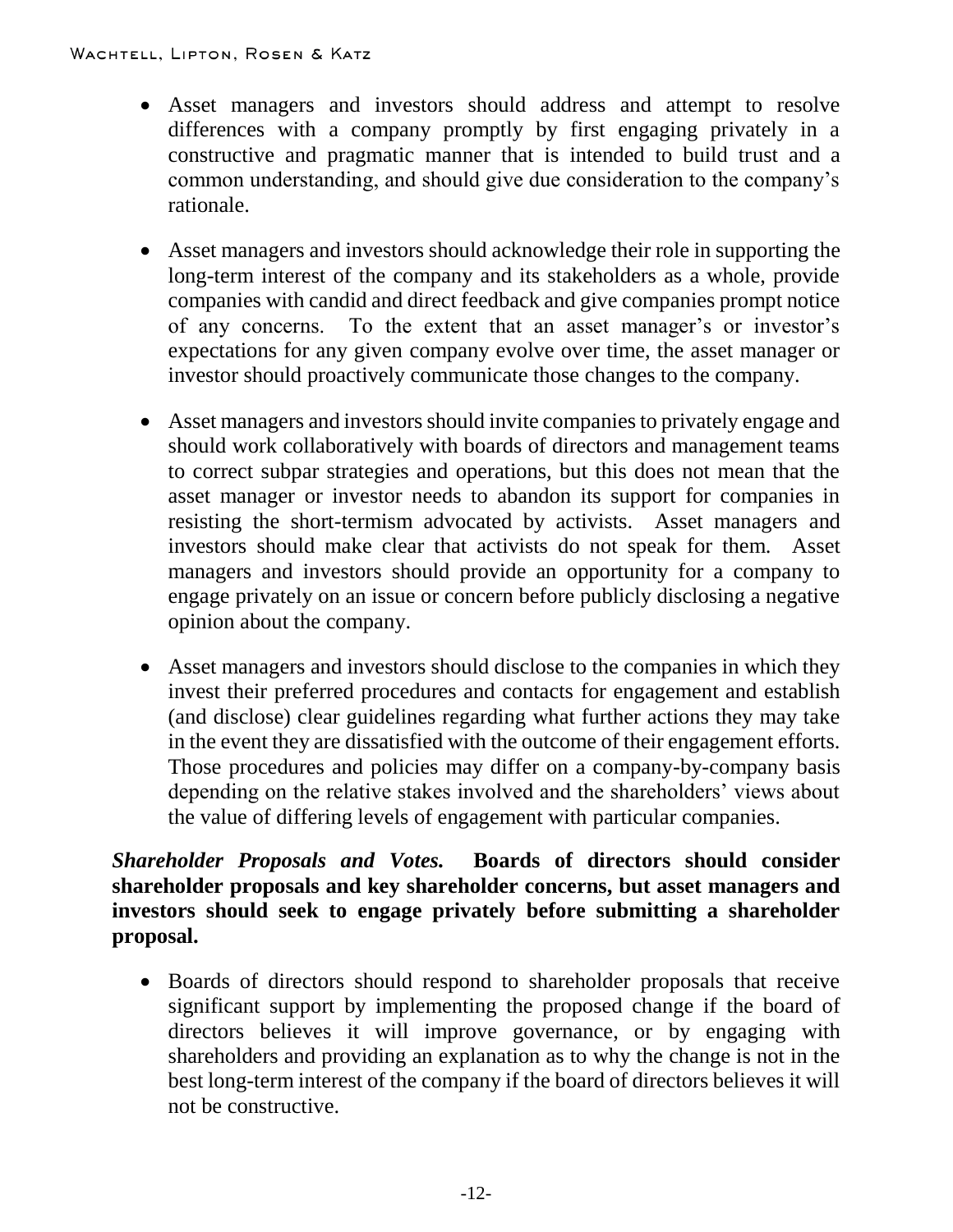- Asset managers and investors should address and attempt to resolve differences with a company promptly by first engaging privately in a constructive and pragmatic manner that is intended to build trust and a common understanding, and should give due consideration to the company's rationale.

- Asset managers and investors should acknowledge their role in supporting the long-term interest of the company and its stakeholders as a whole, provide companies with candid and direct feedback and give companies prompt notice of any concerns. To the extent that an asset manager's or investor's expectations for any given company evolve over time, the asset manager or investor should proactively communicate those changes to the company.

- Asset managers and investors should invite companies to privately engage and should work collaboratively with boards of directors and management teams to correct subpar strategies and operations, but this does not mean that the asset manager or investor needs to abandon its support for companies in resisting the short-termism advocated by activists. Asset managers and investors should make clear that activists do not speak for them. Asset managers and investors should provide an opportunity for a company to engage privately on an issue or concern before publicly disclosing a negative opinion about the company.

- Asset managers and investors should disclose to the companies in which they invest their preferred procedures and contacts for engagement and establish (and disclose) clear guidelines regarding what further actions they may take in the event they are dissatisfied with the outcome of their engagement efforts. Those procedures and policies may differ on a company-by-company basis depending on the relative stakes involved and the shareholders' views about the value of differing levels of engagement with particular companies.

***Shareholder Proposals and Votes.*** **Boards of directors should consider shareholder proposals and key shareholder concerns, but asset managers and investors should seek to engage privately before submitting a shareholder proposal.**

- Boards of directors should respond to shareholder proposals that receive significant support by implementing the proposed change if the board of directors believes it will improve governance, or by engaging with shareholders and providing an explanation as to why the change is not in the best long-term interest of the company if the board of directors believes it will not be constructive.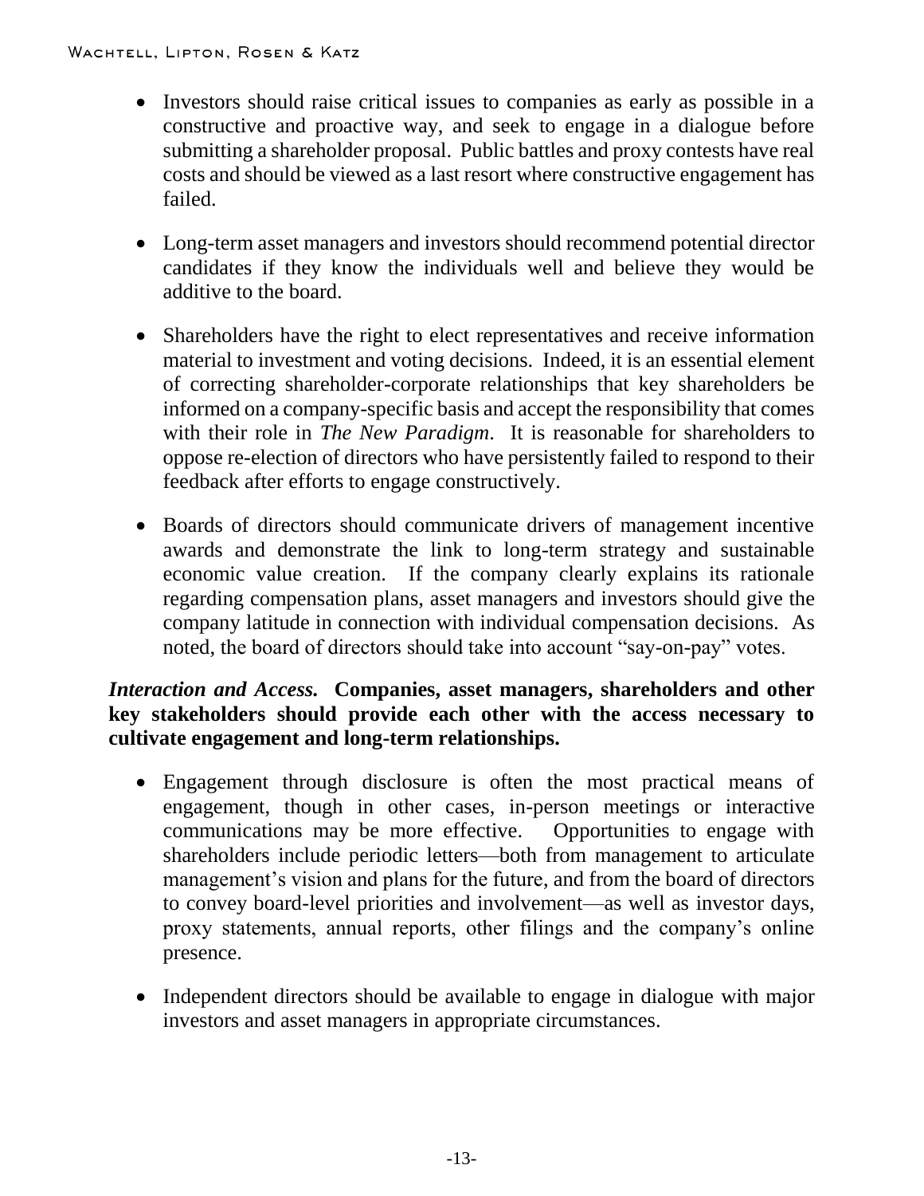- Investors should raise critical issues to companies as early as possible in a constructive and proactive way, and seek to engage in a dialogue before submitting a shareholder proposal. Public battles and proxy contests have real costs and should be viewed as a last resort where constructive engagement has failed.

- Long-term asset managers and investors should recommend potential director candidates if they know the individuals well and believe they would be additive to the board.

- Shareholders have the right to elect representatives and receive information material to investment and voting decisions. Indeed, it is an essential element of correcting shareholder-corporate relationships that key shareholders be informed on a company-specific basis and accept the responsibility that comes with their role in *The New Paradigm*. It is reasonable for shareholders to oppose re-election of directors who have persistently failed to respond to their feedback after efforts to engage constructively.

- Boards of directors should communicate drivers of management incentive awards and demonstrate the link to long-term strategy and sustainable economic value creation. If the company clearly explains its rationale regarding compensation plans, asset managers and investors should give the company latitude in connection with individual compensation decisions. As noted, the board of directors should take into account "say-on-pay" votes.

***Interaction and Access.*** **Companies, asset managers, shareholders and other key stakeholders should provide each other with the access necessary to cultivate engagement and long-term relationships.**

- Engagement through disclosure is often the most practical means of engagement, though in other cases, in-person meetings or interactive communications may be more effective. Opportunities to engage with shareholders include periodic letters—both from management to articulate management's vision and plans for the future, and from the board of directors to convey board-level priorities and involvement—as well as investor days, proxy statements, annual reports, other filings and the company's online presence.

- Independent directors should be available to engage in dialogue with major investors and asset managers in appropriate circumstances.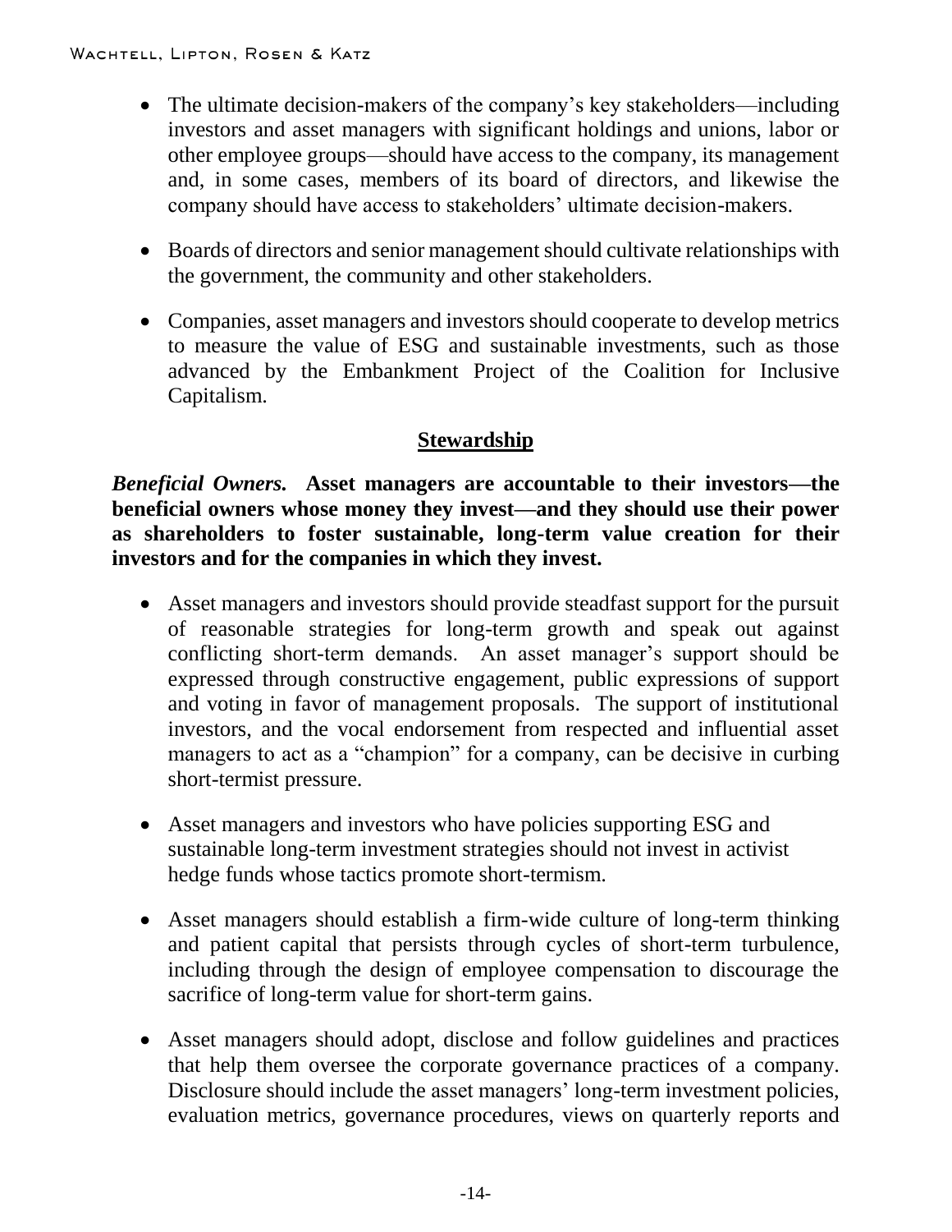- The ultimate decision-makers of the company's key stakeholders—including investors and asset managers with significant holdings and unions, labor or other employee groups—should have access to the company, its management and, in some cases, members of its board of directors, and likewise the company should have access to stakeholders' ultimate decision-makers.

- Boards of directors and senior management should cultivate relationships with the government, the community and other stakeholders.

- Companies, asset managers and investors should cooperate to develop metrics to measure the value of ESG and sustainable investments, such as those advanced by the Embankment Project of the Coalition for Inclusive Capitalism.

## Stewardship

***Beneficial Owners.*** **Asset managers are accountable to their investors—the beneficial owners whose money they invest—and they should use their power as shareholders to foster sustainable, long-term value creation for their investors and for the companies in which they invest.**

- Asset managers and investors should provide steadfast support for the pursuit of reasonable strategies for long-term growth and speak out against conflicting short-term demands. An asset manager's support should be expressed through constructive engagement, public expressions of support and voting in favor of management proposals. The support of institutional investors, and the vocal endorsement from respected and influential asset managers to act as a "champion" for a company, can be decisive in curbing short-termist pressure.

- Asset managers and investors who have policies supporting ESG and sustainable long-term investment strategies should not invest in activist hedge funds whose tactics promote short-termism.

- Asset managers should establish a firm-wide culture of long-term thinking and patient capital that persists through cycles of short-term turbulence, including through the design of employee compensation to discourage the sacrifice of long-term value for short-term gains.

- Asset managers should adopt, disclose and follow guidelines and practices that help them oversee the corporate governance practices of a company. Disclosure should include the asset managers' long-term investment policies, evaluation metrics, governance procedures, views on quarterly reports and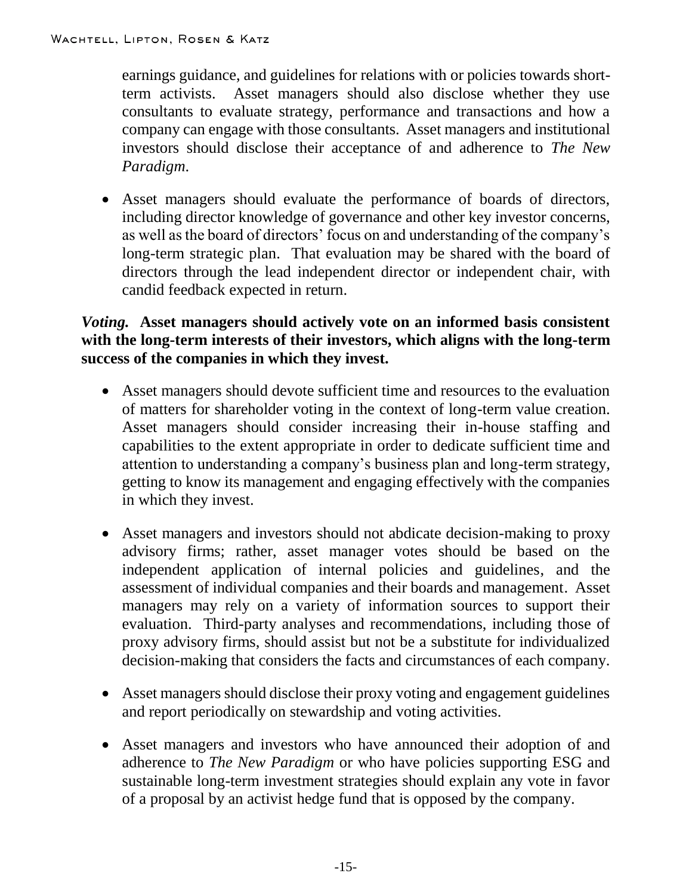earnings guidance, and guidelines for relations with or policies towards short-term activists. Asset managers should also disclose whether they use consultants to evaluate strategy, performance and transactions and how a company can engage with those consultants. Asset managers and institutional investors should disclose their acceptance of and adherence to *The New Paradigm*.

- Asset managers should evaluate the performance of boards of directors, including director knowledge of governance and other key investor concerns, as well as the board of directors' focus on and understanding of the company's long-term strategic plan. That evaluation may be shared with the board of directors through the lead independent director or independent chair, with candid feedback expected in return.

***Voting.*** **Asset managers should actively vote on an informed basis consistent with the long-term interests of their investors, which aligns with the long-term success of the companies in which they invest.**

- Asset managers should devote sufficient time and resources to the evaluation of matters for shareholder voting in the context of long-term value creation. Asset managers should consider increasing their in-house staffing and capabilities to the extent appropriate in order to dedicate sufficient time and attention to understanding a company's business plan and long-term strategy, getting to know its management and engaging effectively with the companies in which they invest.

- Asset managers and investors should not abdicate decision-making to proxy advisory firms; rather, asset manager votes should be based on the independent application of internal policies and guidelines, and the assessment of individual companies and their boards and management. Asset managers may rely on a variety of information sources to support their evaluation. Third-party analyses and recommendations, including those of proxy advisory firms, should assist but not be a substitute for individualized decision-making that considers the facts and circumstances of each company.

- Asset managers should disclose their proxy voting and engagement guidelines and report periodically on stewardship and voting activities.

- Asset managers and investors who have announced their adoption of and adherence to *The New Paradigm* or who have policies supporting ESG and sustainable long-term investment strategies should explain any vote in favor of a proposal by an activist hedge fund that is opposed by the company.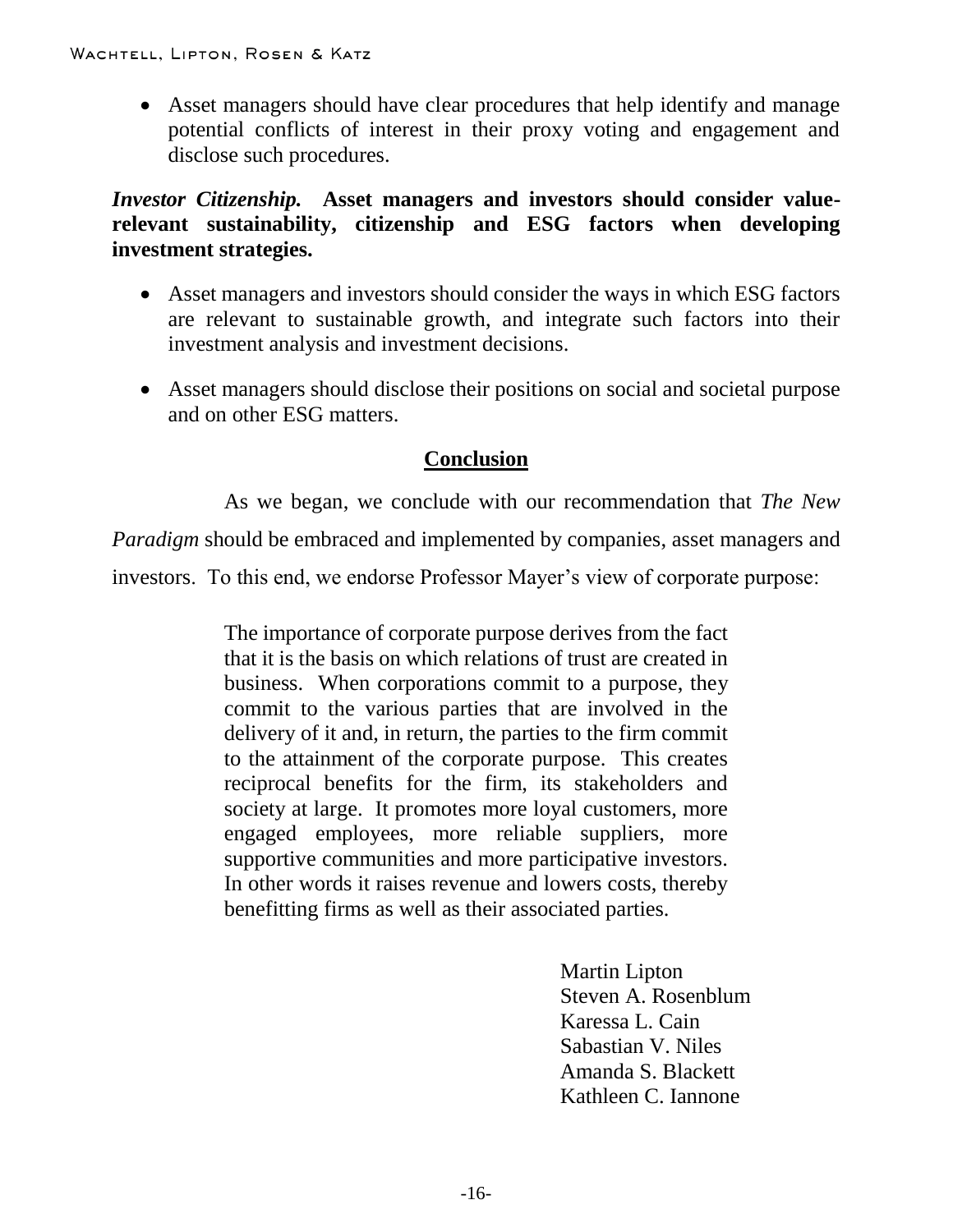- Asset managers should have clear procedures that help identify and manage potential conflicts of interest in their proxy voting and engagement and disclose such procedures.

***Investor Citizenship.*** **Asset managers and investors should consider value-relevant sustainability, citizenship and ESG factors when developing investment strategies.**

- Asset managers and investors should consider the ways in which ESG factors are relevant to sustainable growth, and integrate such factors into their investment analysis and investment decisions.
- Asset managers should disclose their positions on social and societal purpose and on other ESG matters.

## Conclusion

As we began, we conclude with our recommendation that *The New Paradigm* should be embraced and implemented by companies, asset managers and investors. To this end, we endorse Professor Mayer's view of corporate purpose:

> The importance of corporate purpose derives from the fact that it is the basis on which relations of trust are created in business. When corporations commit to a purpose, they commit to the various parties that are involved in the delivery of it and, in return, the parties to the firm commit to the attainment of the corporate purpose. This creates reciprocal benefits for the firm, its stakeholders and society at large. It promotes more loyal customers, more engaged employees, more reliable suppliers, more supportive communities and more participative investors. In other words it raises revenue and lowers costs, thereby benefitting firms as well as their associated parties.

Martin Lipton
Steven A. Rosenblum
Karessa L. Cain
Sabastian V. Niles
Amanda S. Blackett
Kathleen C. Iannone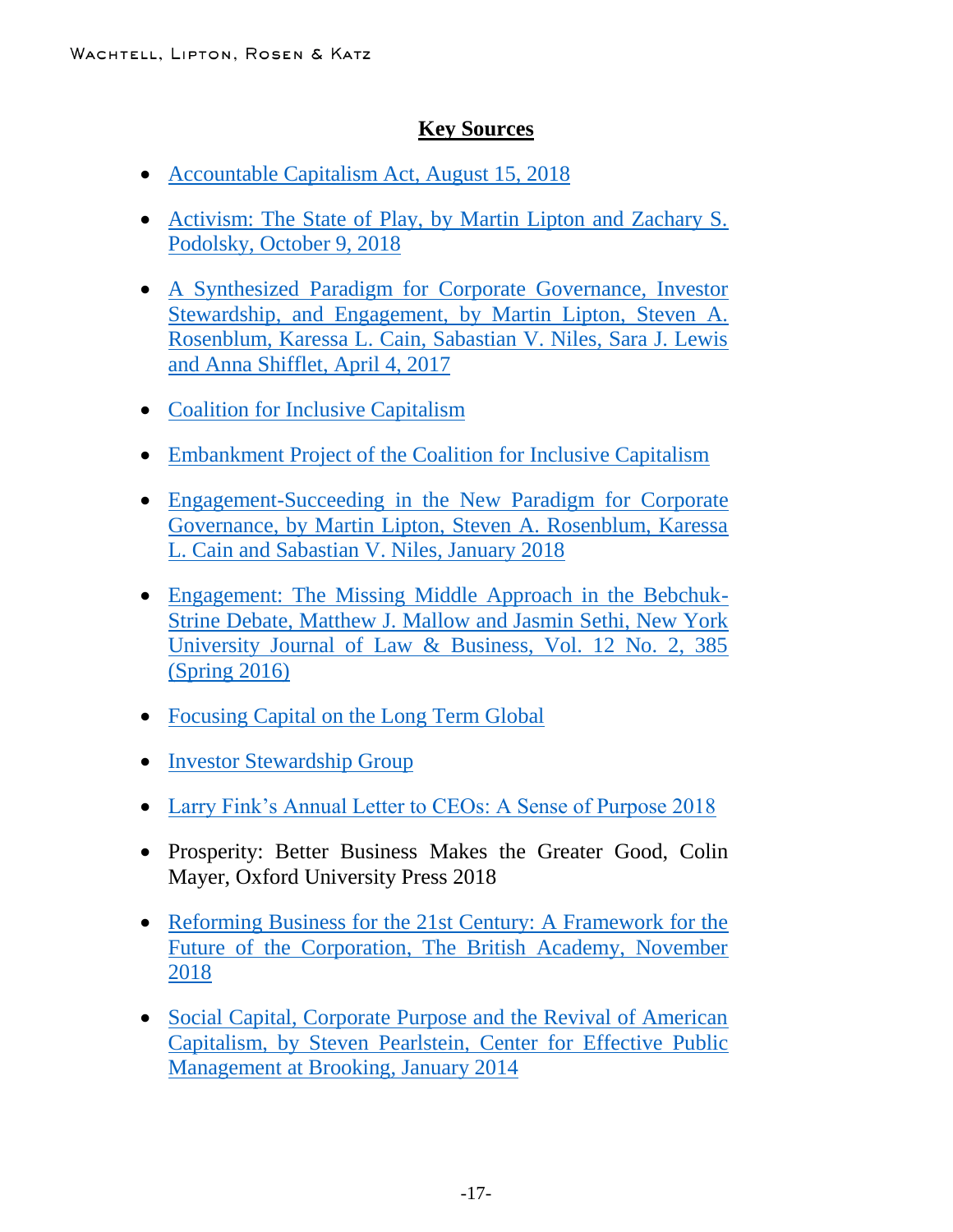## Key Sources

- Accountable Capitalism Act, August 15, 2018
- Activism: The State of Play, by Martin Lipton and Zachary S. Podolsky, October 9, 2018
- A Synthesized Paradigm for Corporate Governance, Investor Stewardship, and Engagement, by Martin Lipton, Steven A. Rosenblum, Karessa L. Cain, Sabastian V. Niles, Sara J. Lewis and Anna Shifflet, April 4, 2017
- Coalition for Inclusive Capitalism
- Embankment Project of the Coalition for Inclusive Capitalism
- Engagement-Succeeding in the New Paradigm for Corporate Governance, by Martin Lipton, Steven A. Rosenblum, Karessa L. Cain and Sabastian V. Niles, January 2018
- Engagement: The Missing Middle Approach in the Bebchuk-Strine Debate, Matthew J. Mallow and Jasmin Sethi, New York University Journal of Law & Business, Vol. 12 No. 2, 385 (Spring 2016)
- Focusing Capital on the Long Term Global
- Investor Stewardship Group
- Larry Fink's Annual Letter to CEOs: A Sense of Purpose 2018
- Prosperity: Better Business Makes the Greater Good, Colin Mayer, Oxford University Press 2018
- Reforming Business for the 21st Century: A Framework for the Future of the Corporation, The British Academy, November 2018
- Social Capital, Corporate Purpose and the Revival of American Capitalism, by Steven Pearlstein, Center for Effective Public Management at Brooking, January 2014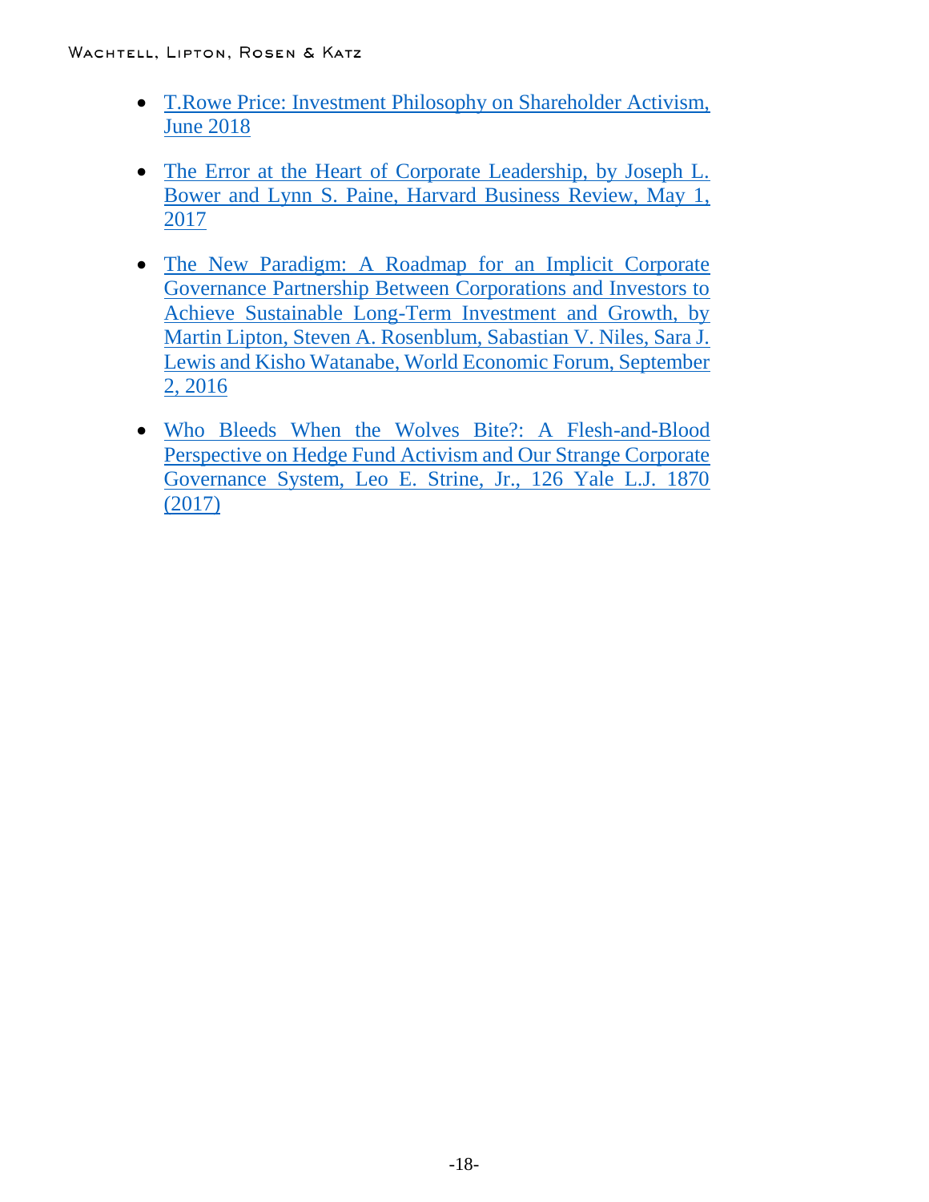- T.Rowe Price: Investment Philosophy on Shareholder Activism, June 2018

- The Error at the Heart of Corporate Leadership, by Joseph L. Bower and Lynn S. Paine, Harvard Business Review, May 1, 2017

- The New Paradigm: A Roadmap for an Implicit Corporate Governance Partnership Between Corporations and Investors to Achieve Sustainable Long-Term Investment and Growth, by Martin Lipton, Steven A. Rosenblum, Sabastian V. Niles, Sara J. Lewis and Kisho Watanabe, World Economic Forum, September 2, 2016

- Who Bleeds When the Wolves Bite?: A Flesh-and-Blood Perspective on Hedge Fund Activism and Our Strange Corporate Governance System, Leo E. Strine, Jr., 126 Yale L.J. 1870 (2017)